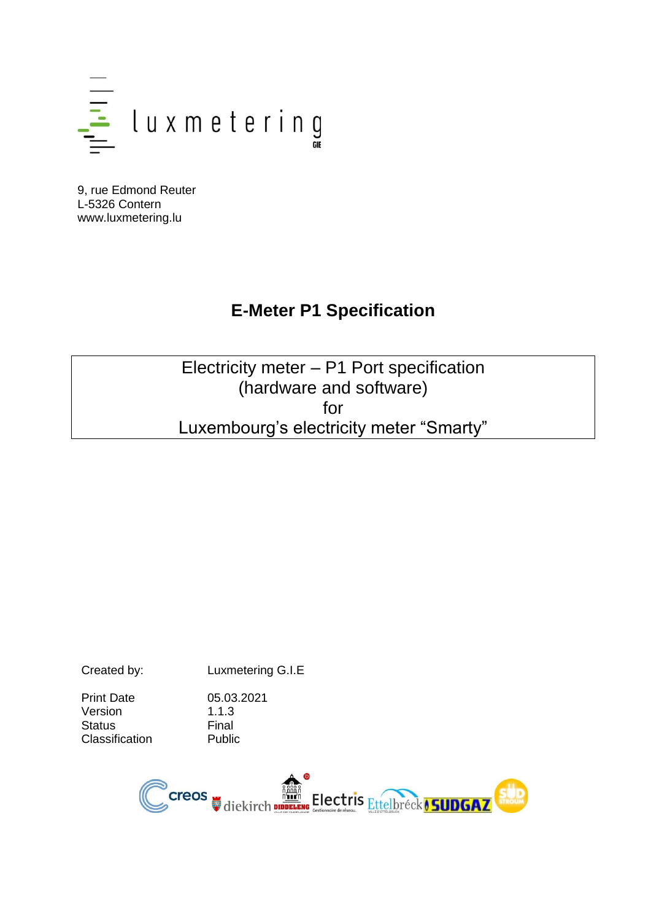luxmetering GIE

9, rue Edmond Reuter
L-5326 Contern
www.luxmetering.lu

# E-Meter P1 Specification

Electricity meter – P1 Port specification
(hardware and software)
for
Luxembourg's electricity meter "Smarty"

| | |
|---|---|
| Created by: | Luxmetering G.I.E |
| Print Date | 05.03.2021 |
| Version | 1.1.3 |
| Status | Final |
| Classification | Public |

creos diekirch DIDDELENG Electris Ettelbréck SUDGAZ SUD STROUM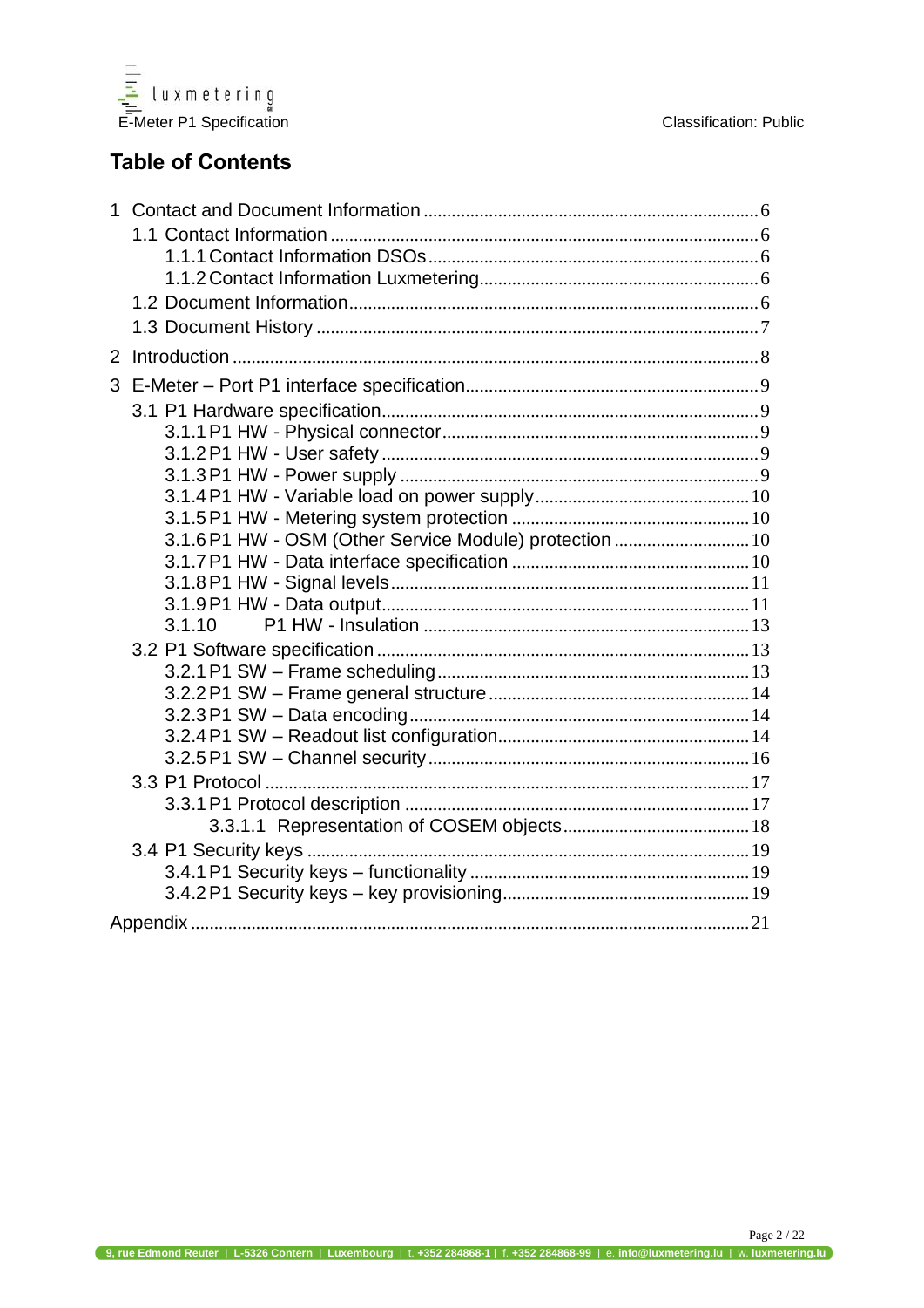## Table of Contents

1 Contact and Document Information .......................................................................6
  1.1 Contact Information ..........................................................................................6
    1.1.1 Contact Information DSOs ......................................................................6
    1.1.2 Contact Information Luxmetering............................................................6
  1.2 Document Information.......................................................................................6
  1.3 Document History .............................................................................................7
2 Introduction ...............................................................................................................8
3 E-Meter – Port P1 interface specification...............................................................9
  3.1 P1 Hardware specification................................................................................9
    3.1.1 P1 HW - Physical connector....................................................................9
    3.1.2 P1 HW - User safety ................................................................................9
    3.1.3 P1 HW - Power supply ............................................................................9
    3.1.4 P1 HW - Variable load on power supply..............................................10
    3.1.5 P1 HW - Metering system protection ...................................................10
    3.1.6 P1 HW - OSM (Other Service Module) protection .............................10
    3.1.7 P1 HW - Data interface specification ...................................................10
    3.1.8 P1 HW - Signal levels............................................................................11
    3.1.9 P1 HW - Data output..............................................................................11
    3.1.10 P1 HW - Insulation ..............................................................................13
  3.2 P1 Software specification ...............................................................................13
    3.2.1 P1 SW – Frame scheduling...................................................................13
    3.2.2 P1 SW – Frame general structure.........................................................14
    3.2.3 P1 SW – Data encoding.........................................................................14
    3.2.4 P1 SW – Readout list configuration......................................................14
    3.2.5 P1 SW – Channel security.....................................................................16
  3.3 P1 Protocol .......................................................................................................17
    3.3.1 P1 Protocol description .........................................................................17
      3.3.1.1 Representation of COSEM objects........................................18
  3.4 P1 Security keys ..............................................................................................19
    3.4.1 P1 Security keys – functionality ............................................................19
    3.4.2 P1 Security keys – key provisioning.....................................................19
Appendix ....................................................................................................................21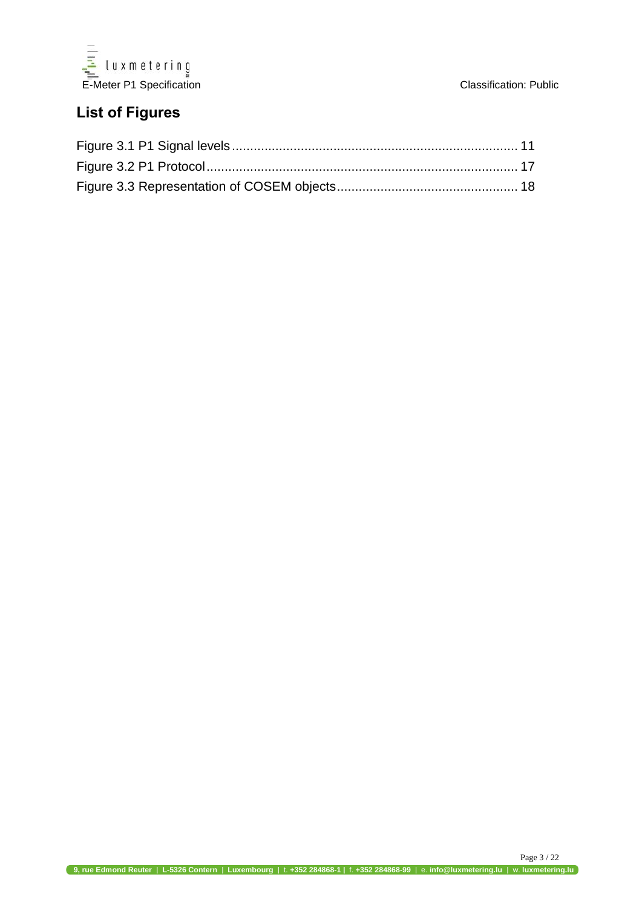## List of Figures

Figure 3.1 P1 Signal levels ............................................................................ 11
Figure 3.2 P1 Protocol .................................................................................. 17
Figure 3.3 Representation of COSEM objects ................................................ 18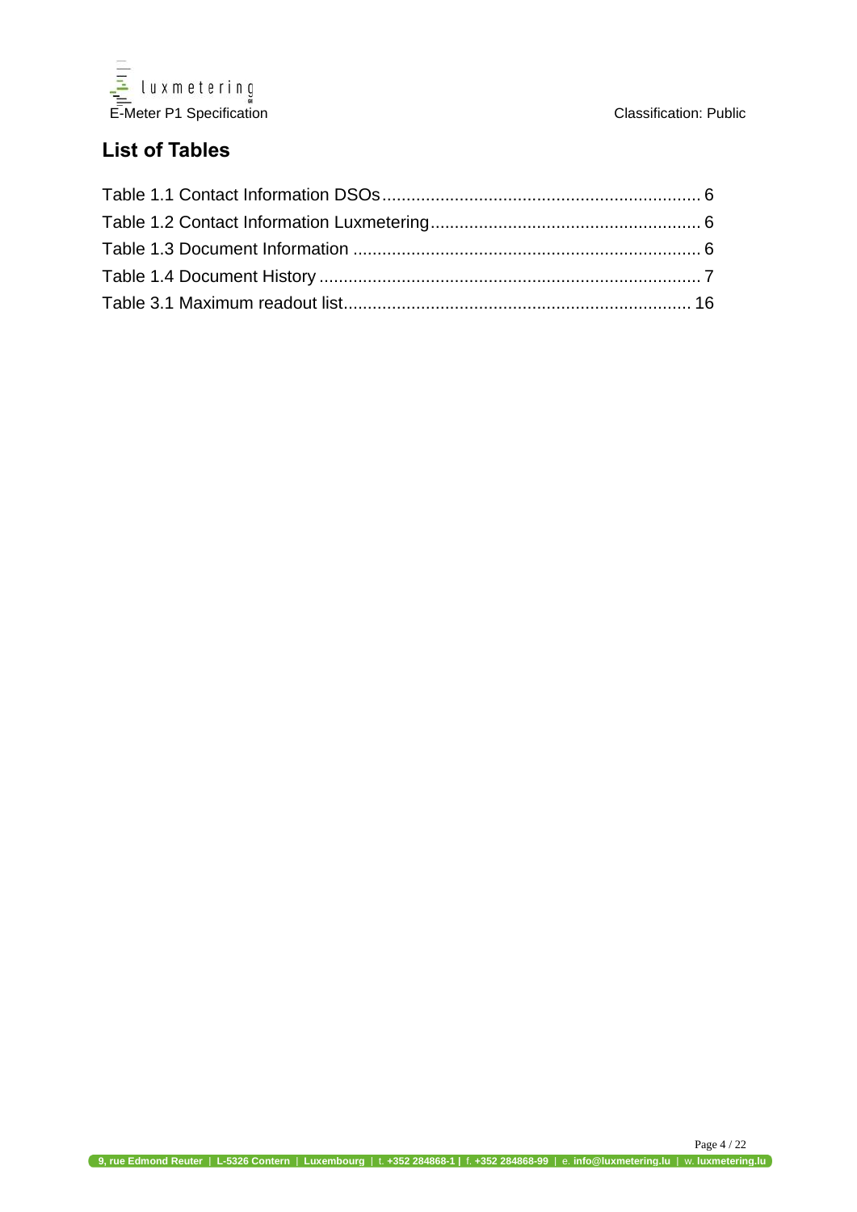## List of Tables

Table 1.1 Contact Information DSOs ........................................................... 6
Table 1.2 Contact Information Luxmetering ............................................... 6
Table 1.3 Document Information ................................................................ 6
Table 1.4 Document History ....................................................................... 7
Table 3.1 Maximum readout list ................................................................. 16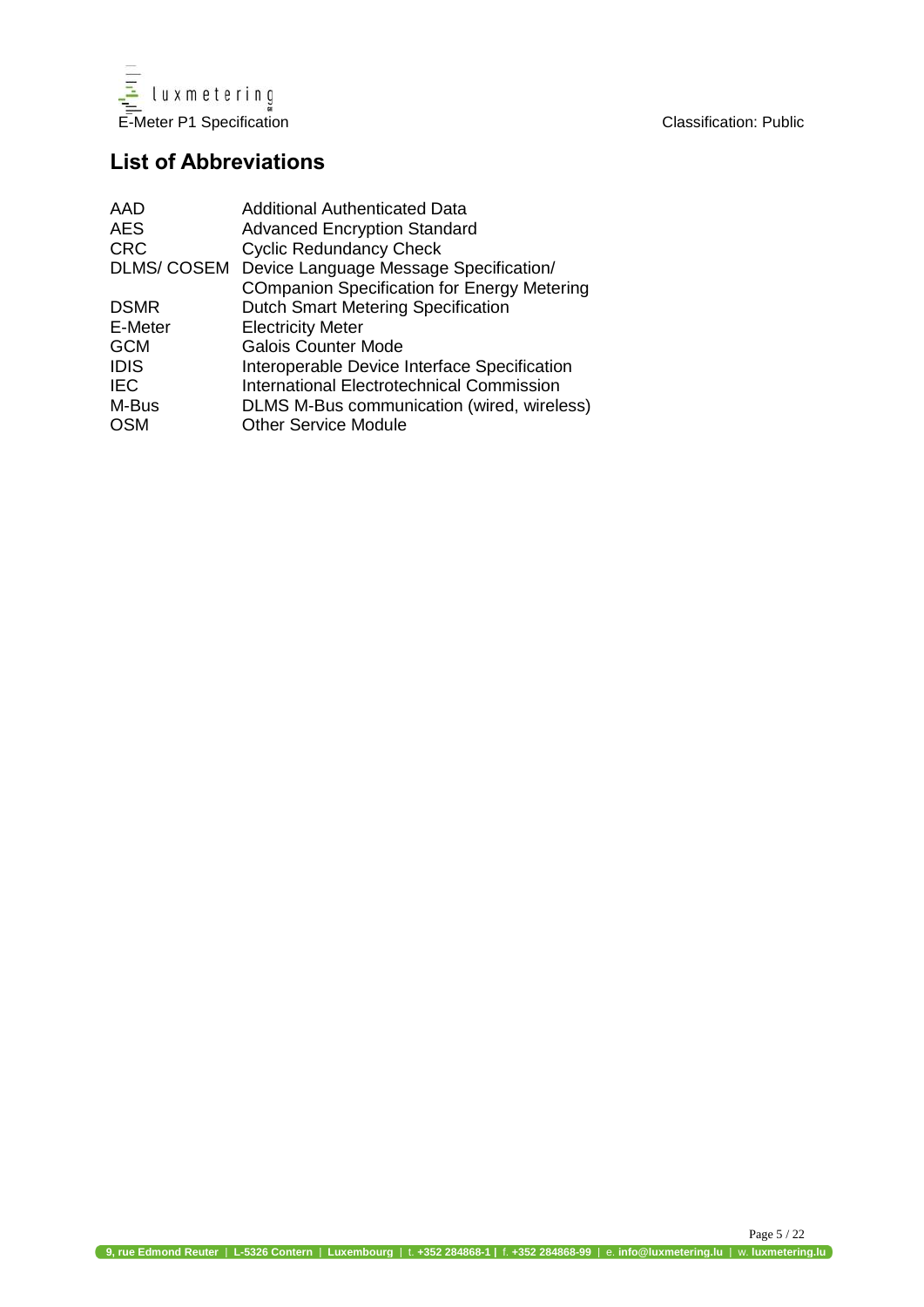## List of Abbreviations

| | |
|---|---|
| AAD | Additional Authenticated Data |
| AES | Advanced Encryption Standard |
| CRC | Cyclic Redundancy Check |
| DLMS/ COSEM | Device Language Message Specification/ COmpanion Specification for Energy Metering |
| DSMR | Dutch Smart Metering Specification |
| E-Meter | Electricity Meter |
| GCM | Galois Counter Mode |
| IDIS | Interoperable Device Interface Specification |
| IEC | International Electrotechnical Commission |
| M-Bus | DLMS M-Bus communication (wired, wireless) |
| OSM | Other Service Module |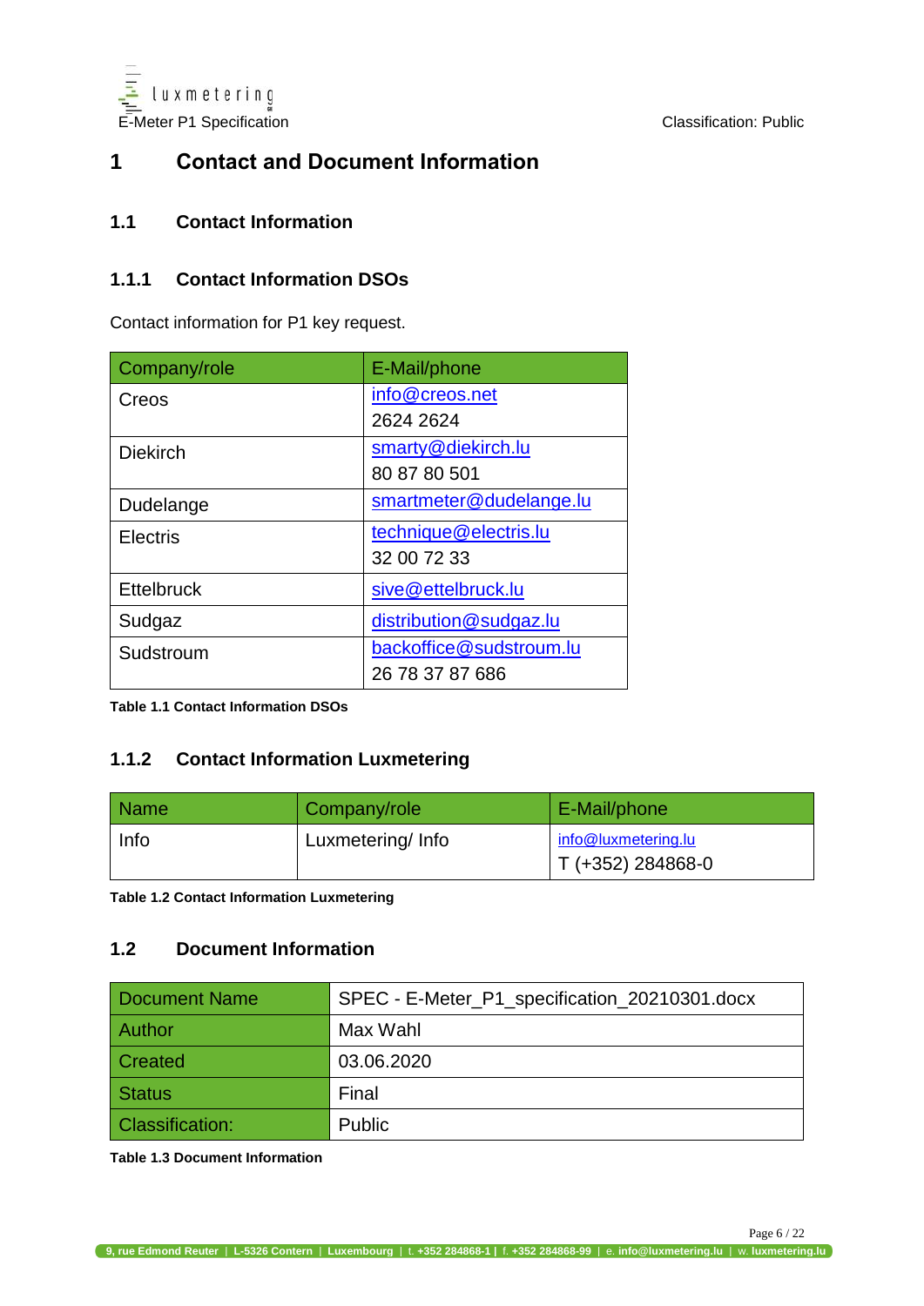# 1 Contact and Document Information

## 1.1 Contact Information

### 1.1.1 Contact Information DSOs

Contact information for P1 key request.

| Company/role | E-Mail/phone |
|---|---|
| Creos | info@creos.net<br>2624 2624 |
| Diekirch | smarty@diekirch.lu<br>80 87 80 501 |
| Dudelange | smartmeter@dudelange.lu |
| Electris | technique@electris.lu<br>32 00 72 33 |
| Ettelbruck | sive@ettelbruck.lu |
| Sudgaz | distribution@sudgaz.lu |
| Sudstroum | backoffice@sudstroum.lu<br>26 78 37 87 686 |

**Table 1.1 Contact Information DSOs**

### 1.1.2 Contact Information Luxmetering

| Name | Company/role | E-Mail/phone |
|---|---|---|
| Info | Luxmetering/ Info | info@luxmetering.lu<br>T (+352) 284868-0 |

**Table 1.2 Contact Information Luxmetering**

## 1.2 Document Information

| Document Name | SPEC - E-Meter_P1_specification_20210301.docx |
|---|---|
| Author | Max Wahl |
| Created | 03.06.2020 |
| Status | Final |
| Classification: | Public |

**Table 1.3 Document Information**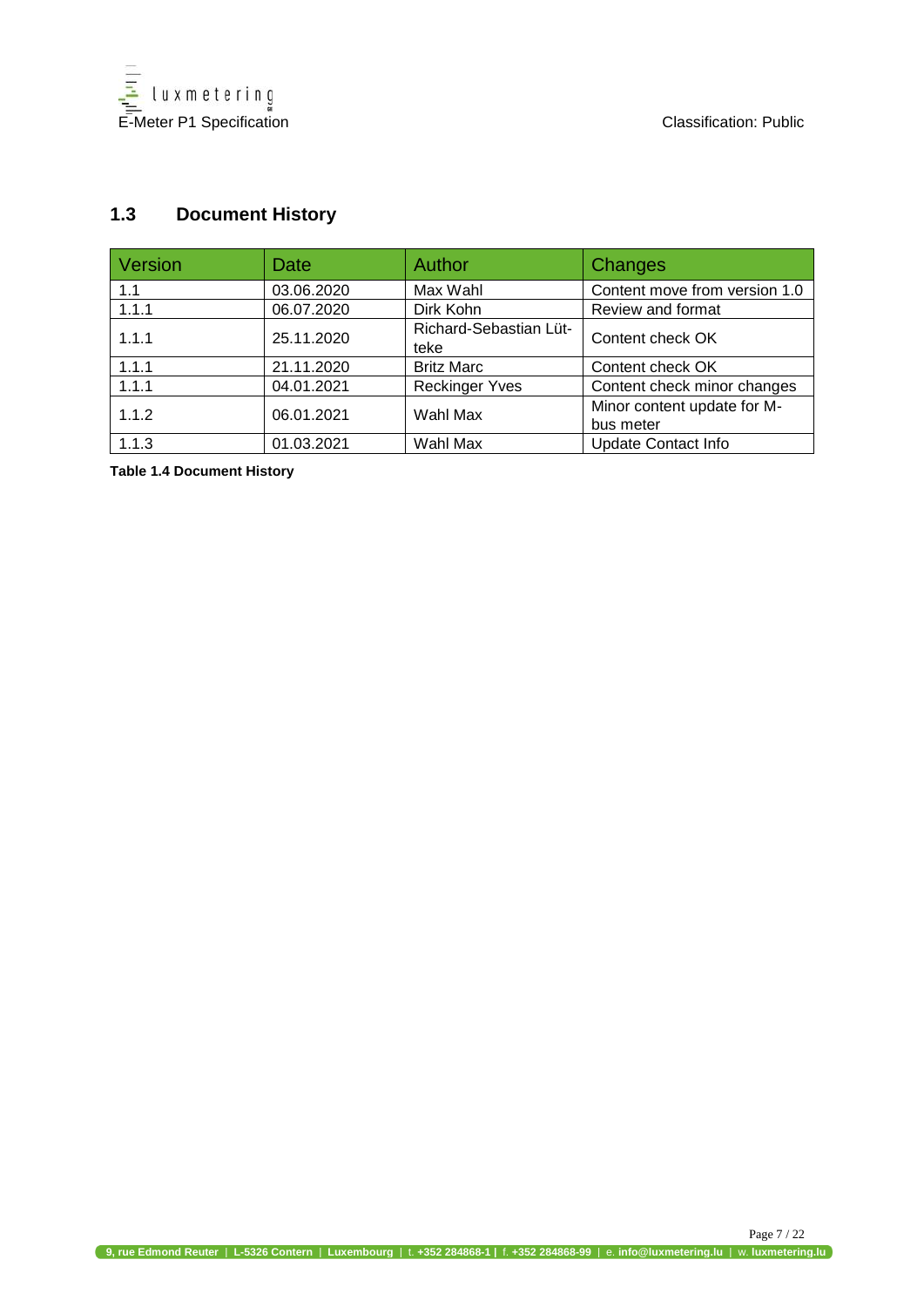## 1.3 Document History

| Version | Date | Author | Changes |
|---|---|---|---|
| 1.1 | 03.06.2020 | Max Wahl | Content move from version 1.0 |
| 1.1.1 | 06.07.2020 | Dirk Kohn | Review and format |
| 1.1.1 | 25.11.2020 | Richard-Sebastian Lüt-teke | Content check OK |
| 1.1.1 | 21.11.2020 | Britz Marc | Content check OK |
| 1.1.1 | 04.01.2021 | Reckinger Yves | Content check minor changes |
| 1.1.2 | 06.01.2021 | Wahl Max | Minor content update for M-bus meter |
| 1.1.3 | 01.03.2021 | Wahl Max | Update Contact Info |

**Table 1.4 Document History**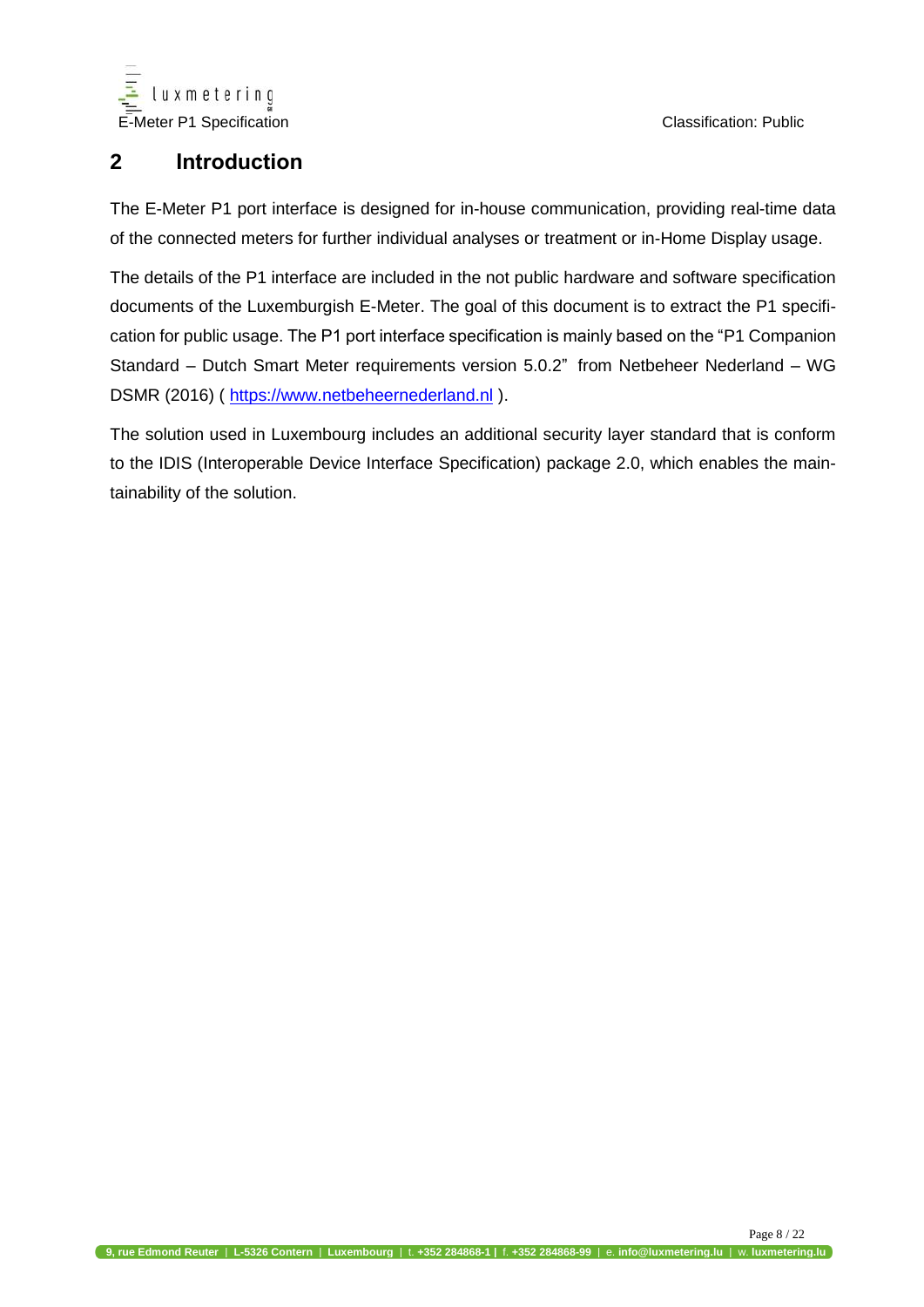# 2 Introduction

The E-Meter P1 port interface is designed for in-house communication, providing real-time data of the connected meters for further individual analyses or treatment or in-Home Display usage.

The details of the P1 interface are included in the not public hardware and software specification documents of the Luxemburgish E-Meter. The goal of this document is to extract the P1 specification for public usage. The P1 port interface specification is mainly based on the “P1 Companion Standard – Dutch Smart Meter requirements version 5.0.2” from Netbeheer Nederland – WG DSMR (2016) ( https://www.netbeheernederland.nl ).

The solution used in Luxembourg includes an additional security layer standard that is conform to the IDIS (Interoperable Device Interface Specification) package 2.0, which enables the maintainability of the solution.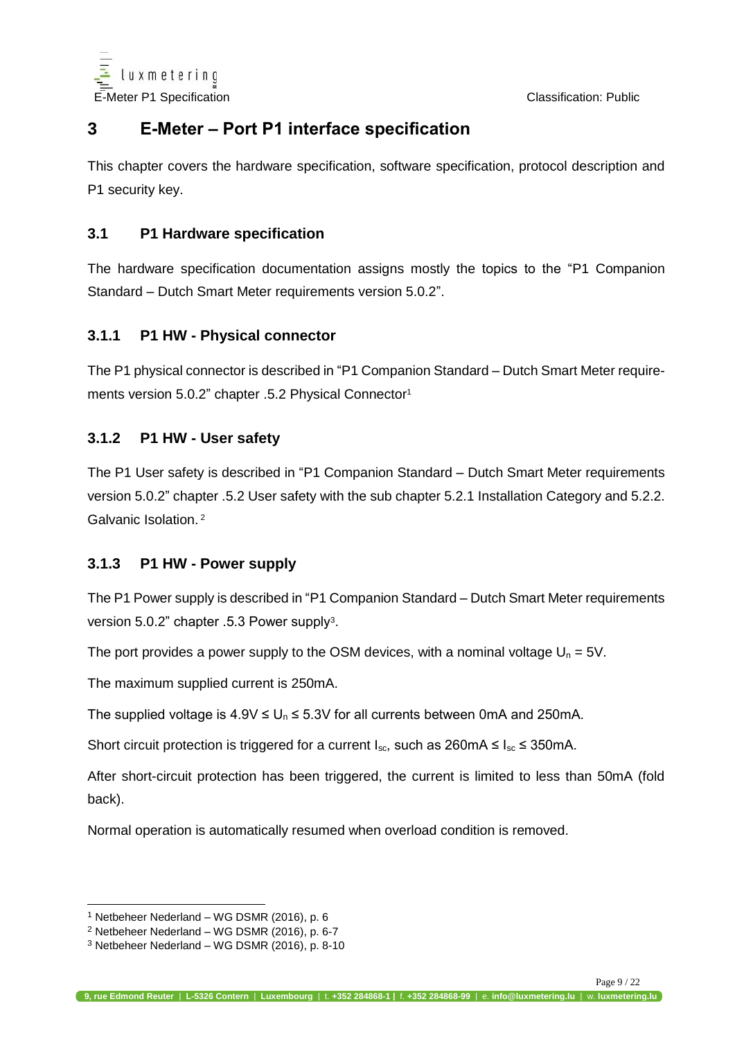# 3 E-Meter – Port P1 interface specification

This chapter covers the hardware specification, software specification, protocol description and P1 security key.

## 3.1 P1 Hardware specification

The hardware specification documentation assigns mostly the topics to the "P1 Companion Standard – Dutch Smart Meter requirements version 5.0.2".

### 3.1.1 P1 HW - Physical connector

The P1 physical connector is described in "P1 Companion Standard – Dutch Smart Meter requirements version 5.0.2" chapter .5.2 Physical Connector[1]

### 3.1.2 P1 HW - User safety

The P1 User safety is described in "P1 Companion Standard – Dutch Smart Meter requirements version 5.0.2" chapter .5.2 User safety with the sub chapter 5.2.1 Installation Category and 5.2.2. Galvanic Isolation. [2]

### 3.1.3 P1 HW - Power supply

The P1 Power supply is described in "P1 Companion Standard – Dutch Smart Meter requirements version 5.0.2" chapter .5.3 Power supply[3].

The port provides a power supply to the OSM devices, with a nominal voltage $U_n$ = 5V.

The maximum supplied current is 250mA.

The supplied voltage is $4.9V \leq U_n \leq 5.3V$ for all currents between 0mA and 250mA.

Short circuit protection is triggered for a current $I_{sc}$, such as $260mA \leq I_{sc} \leq 350mA$.

After short-circuit protection has been triggered, the current is limited to less than 50mA (fold back).

Normal operation is automatically resumed when overload condition is removed.

---

[1] Netbeheer Nederland – WG DSMR (2016), p. 6

[2] Netbeheer Nederland – WG DSMR (2016), p. 6-7

[3] Netbeheer Nederland – WG DSMR (2016), p. 8-10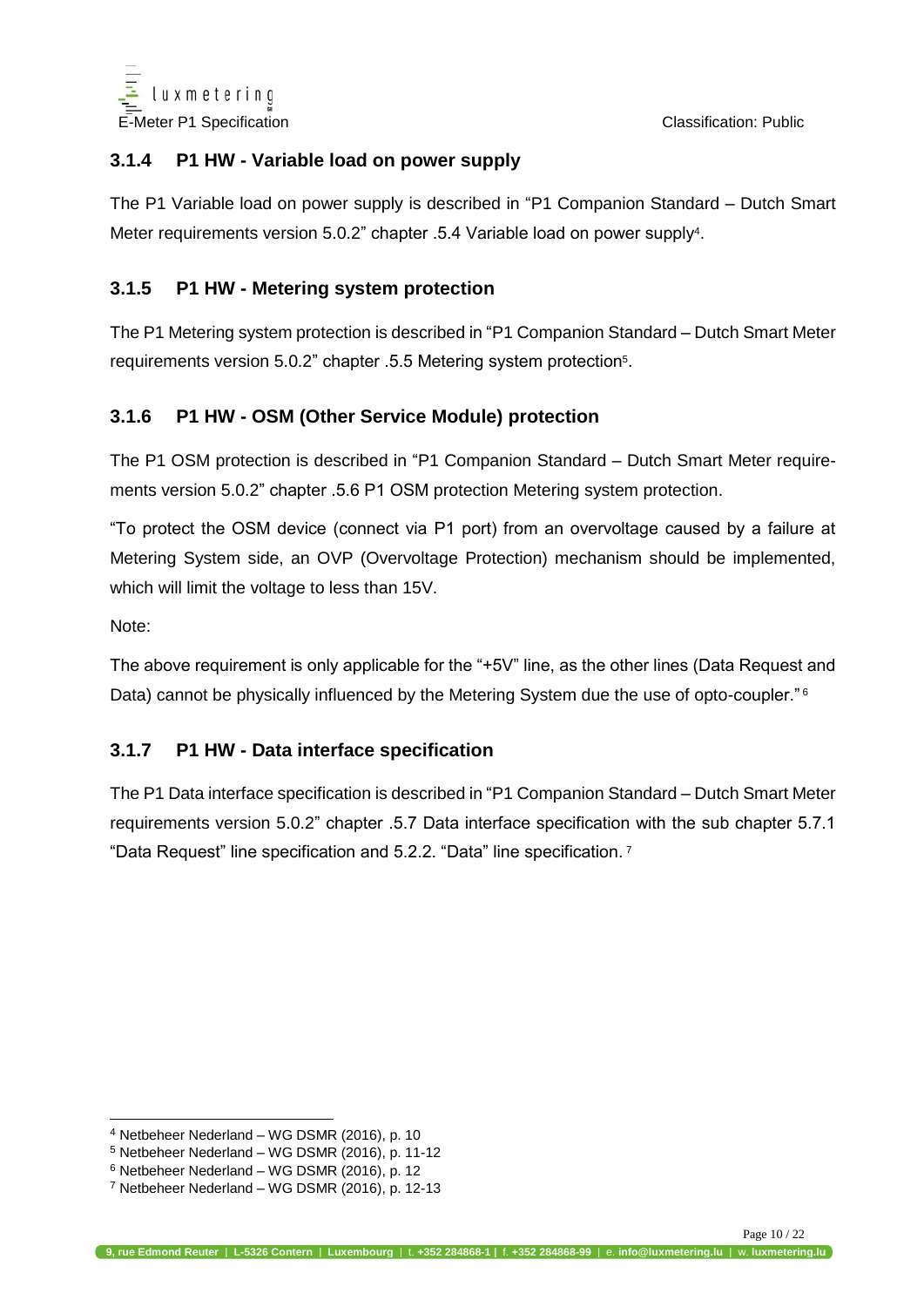### 3.1.4 P1 HW - Variable load on power supply

The P1 Variable load on power supply is described in "P1 Companion Standard – Dutch Smart Meter requirements version 5.0.2" chapter .5.4 Variable load on power supply[4].

### 3.1.5 P1 HW - Metering system protection

The P1 Metering system protection is described in "P1 Companion Standard – Dutch Smart Meter requirements version 5.0.2" chapter .5.5 Metering system protection[5].

### 3.1.6 P1 HW - OSM (Other Service Module) protection

The P1 OSM protection is described in "P1 Companion Standard – Dutch Smart Meter requirements version 5.0.2" chapter .5.6 P1 OSM protection Metering system protection.

"To protect the OSM device (connect via P1 port) from an overvoltage caused by a failure at Metering System side, an OVP (Overvoltage Protection) mechanism should be implemented, which will limit the voltage to less than 15V.

Note:

The above requirement is only applicable for the "+5V" line, as the other lines (Data Request and Data) cannot be physically influenced by the Metering System due the use of opto-coupler." [6]

### 3.1.7 P1 HW - Data interface specification

The P1 Data interface specification is described in "P1 Companion Standard – Dutch Smart Meter requirements version 5.0.2" chapter .5.7 Data interface specification with the sub chapter 5.7.1 "Data Request" line specification and 5.2.2. "Data" line specification. [7]

---

[4] Netbeheer Nederland – WG DSMR (2016), p. 10

[5] Netbeheer Nederland – WG DSMR (2016), p. 11-12

[6] Netbeheer Nederland – WG DSMR (2016), p. 12

[7] Netbeheer Nederland – WG DSMR (2016), p. 12-13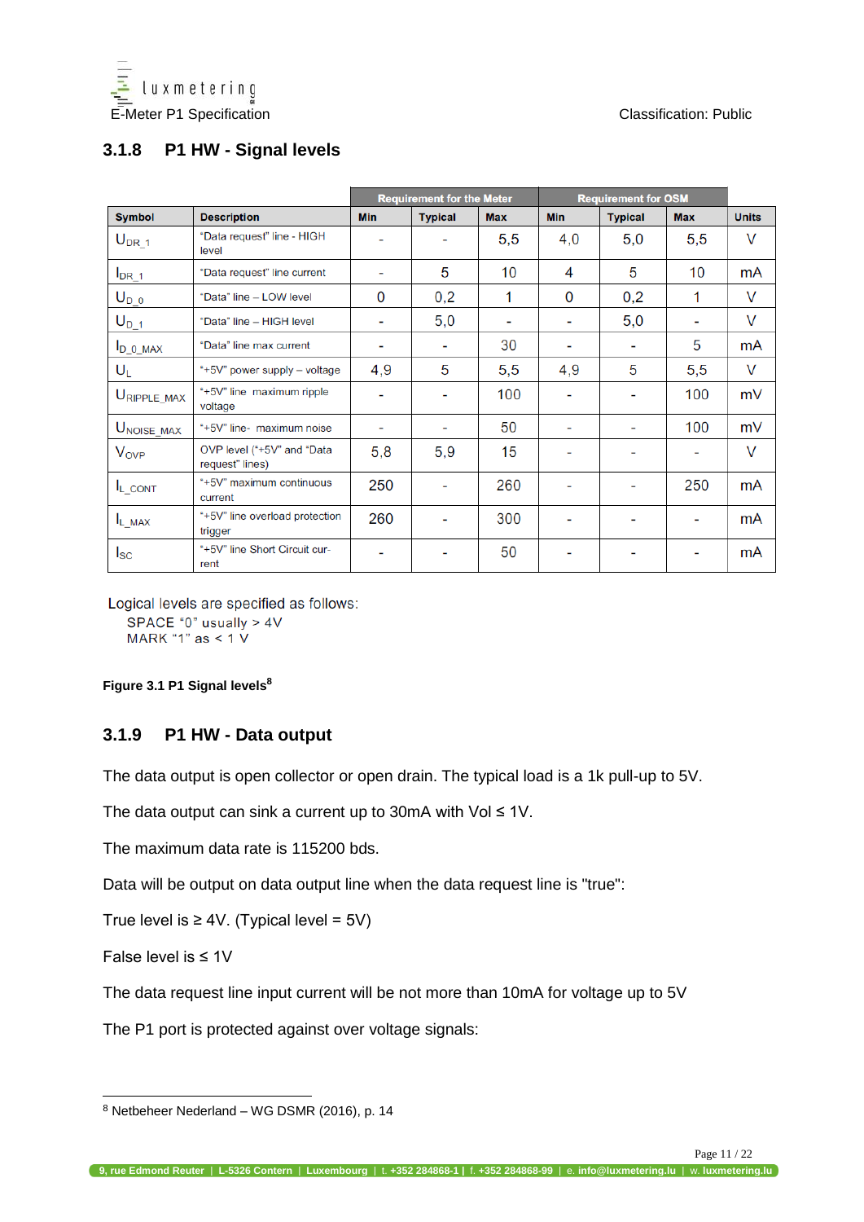### 3.1.8 P1 HW - Signal levels

| Symbol | Description | Requirement for the Meter | | | Requirement for OSM | | | Units |
|---|---|---|---|---|---|---|---|---|
| | | Min | Typical | Max | Min | Typical | Max | |
| $U_{DR\_1}$ | "Data request" line - HIGH level | - | - | 5,5 | 4,0 | 5,0 | 5,5 | V |
| $I_{DR\_1}$ | "Data request" line current | - | 5 | 10 | 4 | 5 | 10 | mA |
| $U_{D\_0}$ | "Data" line – LOW level | 0 | 0,2 | 1 | 0 | 0,2 | 1 | V |
| $U_{D\_1}$ | "Data" line – HIGH level | - | 5,0 | - | - | 5,0 | - | V |
| $I_{D\_0\_MAX}$ | "Data" line max current | - | - | 30 | - | - | 5 | mA |
| $U_L$ | "+5V" power supply – voltage | 4,9 | 5 | 5,5 | 4,9 | 5 | 5,5 | V |
| $U_{RIPPLE\_MAX}$ | "+5V" line maximum ripple voltage | - | - | 100 | - | - | 100 | mV |
| $U_{NOISE\_MAX}$ | "+5V" line- maximum noise | - | - | 50 | - | - | 100 | mV |
| $V_{OVP}$ | OVP level ("+5V" and "Data request" lines) | 5,8 | 5,9 | 15 | - | - | - | V |
| $I_{L\_CONT}$ | "+5V" maximum continuous current | 250 | - | 260 | - | - | 250 | mA |
| $I_{L\_MAX}$ | "+5V" line overload protection trigger | 260 | - | 300 | - | - | - | mA |
| $I_{SC}$ | "+5V" line Short Circuit current | - | - | 50 | - | - | - | mA |

Logical levels are specified as follows:
SPACE "0" usually > 4V
MARK "1" as < 1 V

**Figure 3.1 P1 Signal levels**[8]

### 3.1.9 P1 HW - Data output

The data output is open collector or open drain. The typical load is a 1k pull-up to 5V.

The data output can sink a current up to 30mA with Vol ≤ 1V.

The maximum data rate is 115200 bds.

Data will be output on data output line when the data request line is "true":

True level is ≥ 4V. (Typical level = 5V)

False level is ≤ 1V

The data request line input current will be not more than 10mA for voltage up to 5V

The P1 port is protected against over voltage signals:

[8] Netbeheer Nederland – WG DSMR (2016), p. 14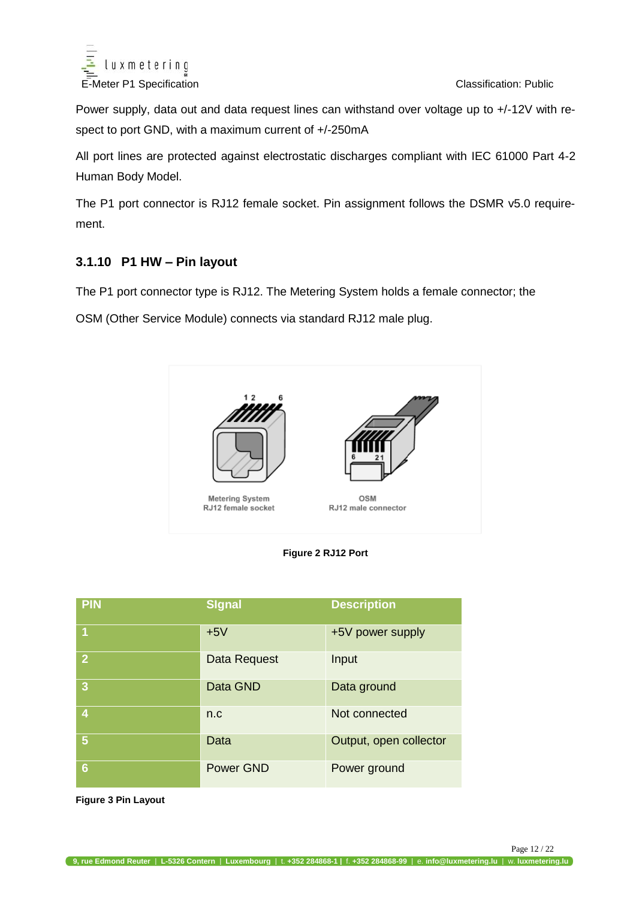Power supply, data out and data request lines can withstand over voltage up to +/-12V with respect to port GND, with a maximum current of +/-250mA

All port lines are protected against electrostatic discharges compliant with IEC 61000 Part 4-2 Human Body Model.

The P1 port connector is RJ12 female socket. Pin assignment follows the DSMR v5.0 requirement.

### 3.1.10 P1 HW – Pin layout

The P1 port connector type is RJ12. The Metering System holds a female connector; the

OSM (Other Service Module) connects via standard RJ12 male plug.

Metering System RJ12 female socket

OSM RJ12 male connector

**Figure 2 RJ12 Port**

| PIN | Signal | Description |
|---|---|---|
| 1 | +5V | +5V power supply |
| 2 | Data Request | Input |
| 3 | Data GND | Data ground |
| 4 | n.c | Not connected |
| 5 | Data | Output, open collector |
| 6 | Power GND | Power ground |

**Figure 3 Pin Layout**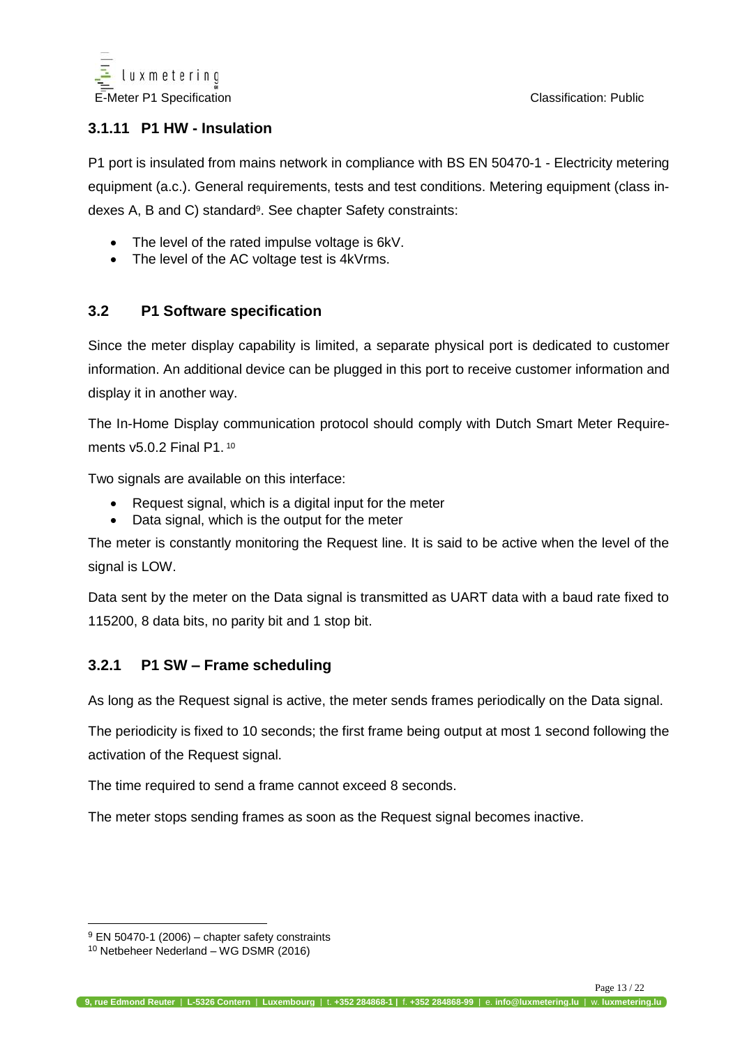### 3.1.11 P1 HW - Insulation

P1 port is insulated from mains network in compliance with BS EN 50470-1 - Electricity metering equipment (a.c.). General requirements, tests and test conditions. Metering equipment (class indexes A, B and C) standard[9]. See chapter Safety constraints:

- The level of the rated impulse voltage is 6kV.
- The level of the AC voltage test is 4kVrms.

## 3.2 P1 Software specification

Since the meter display capability is limited, a separate physical port is dedicated to customer information. An additional device can be plugged in this port to receive customer information and display it in another way.

The In-Home Display communication protocol should comply with Dutch Smart Meter Requirements v5.0.2 Final P1. [10]

Two signals are available on this interface:

- Request signal, which is a digital input for the meter
- Data signal, which is the output for the meter

The meter is constantly monitoring the Request line. It is said to be active when the level of the signal is LOW.

Data sent by the meter on the Data signal is transmitted as UART data with a baud rate fixed to 115200, 8 data bits, no parity bit and 1 stop bit.

### 3.2.1 P1 SW – Frame scheduling

As long as the Request signal is active, the meter sends frames periodically on the Data signal.

The periodicity is fixed to 10 seconds; the first frame being output at most 1 second following the activation of the Request signal.

The time required to send a frame cannot exceed 8 seconds.

The meter stops sending frames as soon as the Request signal becomes inactive.

---

[9] EN 50470-1 (2006) – chapter safety constraints

[10] Netbeheer Nederland – WG DSMR (2016)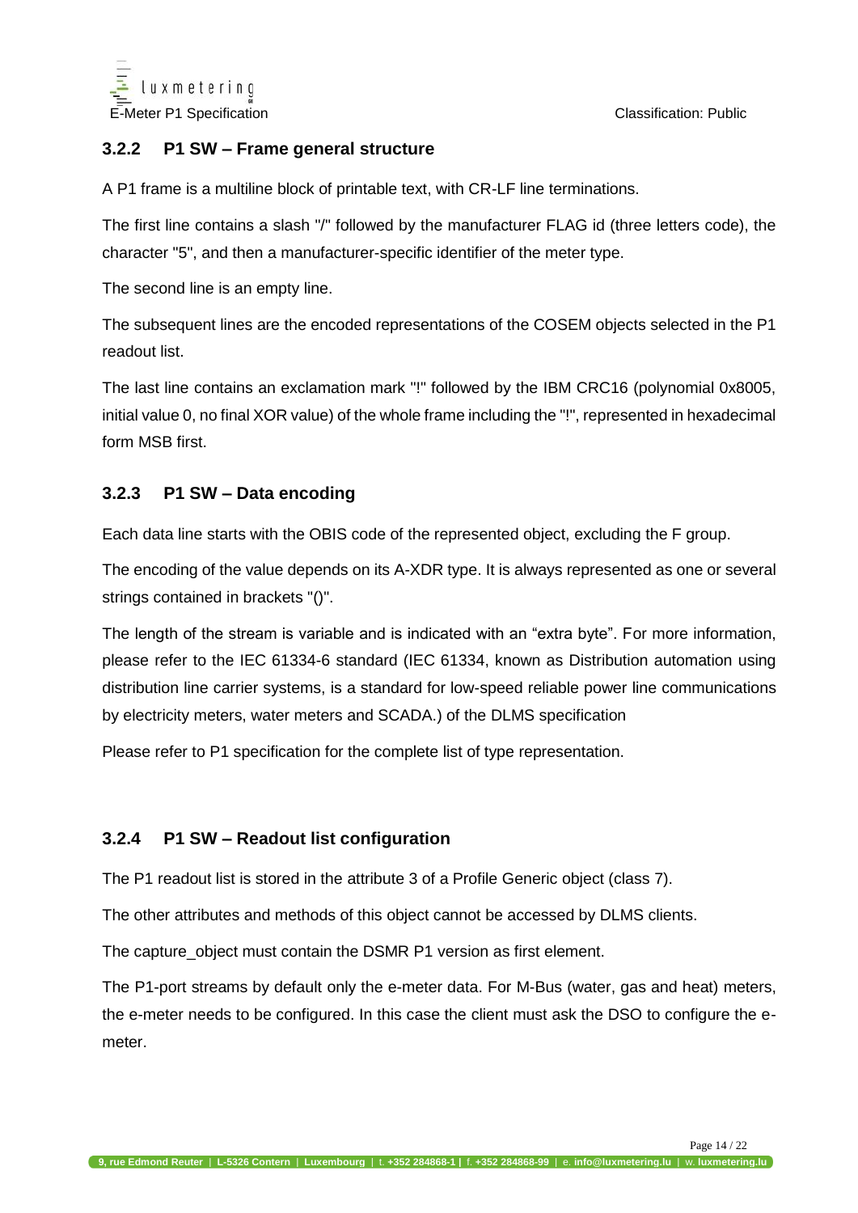### 3.2.2 P1 SW – Frame general structure

A P1 frame is a multiline block of printable text, with CR-LF line terminations.

The first line contains a slash "/" followed by the manufacturer FLAG id (three letters code), the character "5", and then a manufacturer-specific identifier of the meter type.

The second line is an empty line.

The subsequent lines are the encoded representations of the COSEM objects selected in the P1 readout list.

The last line contains an exclamation mark "!" followed by the IBM CRC16 (polynomial 0x8005, initial value 0, no final XOR value) of the whole frame including the "!", represented in hexadecimal form MSB first.

### 3.2.3 P1 SW – Data encoding

Each data line starts with the OBIS code of the represented object, excluding the F group.

The encoding of the value depends on its A-XDR type. It is always represented as one or several strings contained in brackets "()".

The length of the stream is variable and is indicated with an "extra byte". For more information, please refer to the IEC 61334-6 standard (IEC 61334, known as Distribution automation using distribution line carrier systems, is a standard for low-speed reliable power line communications by electricity meters, water meters and SCADA.) of the DLMS specification

Please refer to P1 specification for the complete list of type representation.

### 3.2.4 P1 SW – Readout list configuration

The P1 readout list is stored in the attribute 3 of a Profile Generic object (class 7).

The other attributes and methods of this object cannot be accessed by DLMS clients.

The capture_object must contain the DSMR P1 version as first element.

The P1-port streams by default only the e-meter data. For M-Bus (water, gas and heat) meters, the e-meter needs to be configured. In this case the client must ask the DSO to configure the e-meter.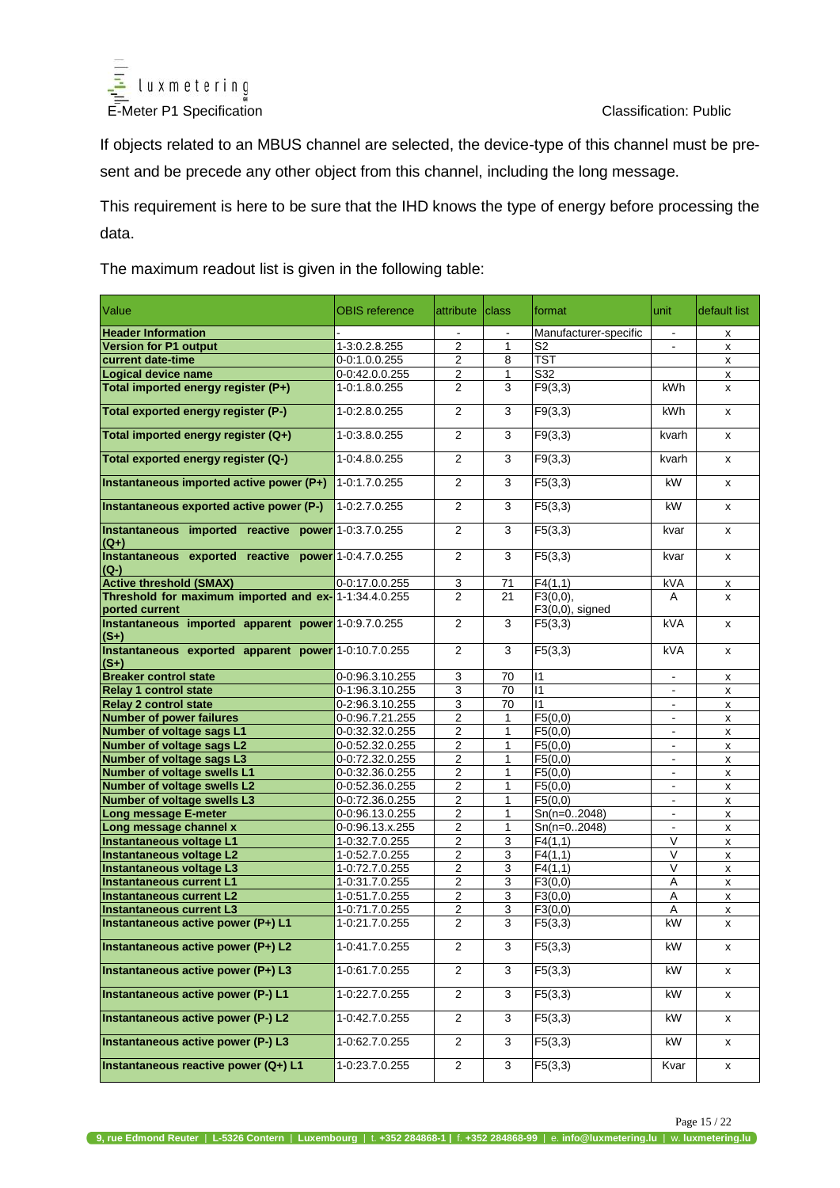If objects related to an MBUS channel are selected, the device-type of this channel must be present and be precede any other object from this channel, including the long message.

This requirement is here to be sure that the IHD knows the type of energy before processing the data.

The maximum readout list is given in the following table:

| Value | OBIS reference | attribute | class | format | unit | default list |
|---|---|---|---|---|---|---|
| **Header Information** | - | - | - | Manufacturer-specific | - | x |
| **Version for P1 output** | 1-3:0.2.8.255 | 2 | 1 | S2 | - | x |
| **current date-time** | 0-0:1.0.0.255 | 2 | 8 | TST | | x |
| **Logical device name** | 0-0:42.0.0.255 | 2 | 1 | S32 | | x |
| **Total imported energy register (P+)** | 1-0:1.8.0.255 | 2 | 3 | F9(3,3) | kWh | x |
| **Total exported energy register (P-)** | 1-0:2.8.0.255 | 2 | 3 | F9(3,3) | kWh | x |
| **Total imported energy register (Q+)** | 1-0:3.8.0.255 | 2 | 3 | F9(3,3) | kvarh | x |
| **Total exported energy register (Q-)** | 1-0:4.8.0.255 | 2 | 3 | F9(3,3) | kvarh | x |
| **Instantaneous imported active power (P+)** | 1-0:1.7.0.255 | 2 | 3 | F5(3,3) | kW | x |
| **Instantaneous exported active power (P-)** | 1-0:2.7.0.255 | 2 | 3 | F5(3,3) | kW | x |
| **Instantaneous imported reactive power (Q+)** | 1-0:3.7.0.255 | 2 | 3 | F5(3,3) | kvar | x |
| **Instantaneous exported reactive power (Q-)** | 1-0:4.7.0.255 | 2 | 3 | F5(3,3) | kvar | x |
| **Active threshold (SMAX)** | 0-0:17.0.0.255 | 3 | 71 | F4(1,1) | kVA | x |
| **Threshold for maximum imported and exported current** | 1-1:34.4.0.255 | 2 | 21 | F3(0,0), F3(0,0), signed | A | x |
| **Instantaneous imported apparent power (S+)** | 1-0:9.7.0.255 | 2 | 3 | F5(3,3) | kVA | x |
| **Instantaneous exported apparent power (S+)** | 1-0:10.7.0.255 | 2 | 3 | F5(3,3) | kVA | x |
| **Breaker control state** | 0-0:96.3.10.255 | 3 | 70 | I1 | - | x |
| **Relay 1 control state** | 0-1:96.3.10.255 | 3 | 70 | I1 | - | x |
| **Relay 2 control state** | 0-2:96.3.10.255 | 3 | 70 | I1 | - | x |
| **Number of power failures** | 0-0:96.7.21.255 | 2 | 1 | F5(0,0) | - | x |
| **Number of voltage sags L1** | 0-0:32.32.0.255 | 2 | 1 | F5(0,0) | - | x |
| **Number of voltage sags L2** | 0-0:52.32.0.255 | 2 | 1 | F5(0,0) | - | x |
| **Number of voltage sags L3** | 0-0:72.32.0.255 | 2 | 1 | F5(0,0) | - | x |
| **Number of voltage swells L1** | 0-0:32.36.0.255 | 2 | 1 | F5(0,0) | - | x |
| **Number of voltage swells L2** | 0-0:52.36.0.255 | 2 | 1 | F5(0,0) | - | x |
| **Number of voltage swells L3** | 0-0:72.36.0.255 | 2 | 1 | F5(0,0) | - | x |
| **Long message E-meter** | 0-0:96.13.0.255 | 2 | 1 | Sn(n=0..2048) | - | x |
| **Long message channel x** | 0-0:96.13.x.255 | 2 | 1 | Sn(n=0..2048) | - | x |
| **Instantaneous voltage L1** | 1-0:32.7.0.255 | 2 | 3 | F4(1,1) | V | x |
| **Instantaneous voltage L2** | 1-0:52.7.0.255 | 2 | 3 | F4(1,1) | V | x |
| **Instantaneous voltage L3** | 1-0:72.7.0.255 | 2 | 3 | F4(1,1) | V | x |
| **Instantaneous current L1** | 1-0:31.7.0.255 | 2 | 3 | F3(0,0) | A | x |
| **Instantaneous current L2** | 1-0:51.7.0.255 | 2 | 3 | F3(0,0) | A | x |
| **Instantaneous current L3** | 1-0:71.7.0.255 | 2 | 3 | F3(0,0) | A | x |
| **Instantaneous active power (P+) L1** | 1-0:21.7.0.255 | 2 | 3 | F5(3,3) | kW | x |
| **Instantaneous active power (P+) L2** | 1-0:41.7.0.255 | 2 | 3 | F5(3,3) | kW | x |
| **Instantaneous active power (P+) L3** | 1-0:61.7.0.255 | 2 | 3 | F5(3,3) | kW | x |
| **Instantaneous active power (P-) L1** | 1-0:22.7.0.255 | 2 | 3 | F5(3,3) | kW | x |
| **Instantaneous active power (P-) L2** | 1-0:42.7.0.255 | 2 | 3 | F5(3,3) | kW | x |
| **Instantaneous active power (P-) L3** | 1-0:62.7.0.255 | 2 | 3 | F5(3,3) | kW | x |
| **Instantaneous reactive power (Q+) L1** | 1-0:23.7.0.255 | 2 | 3 | F5(3,3) | Kvar | x |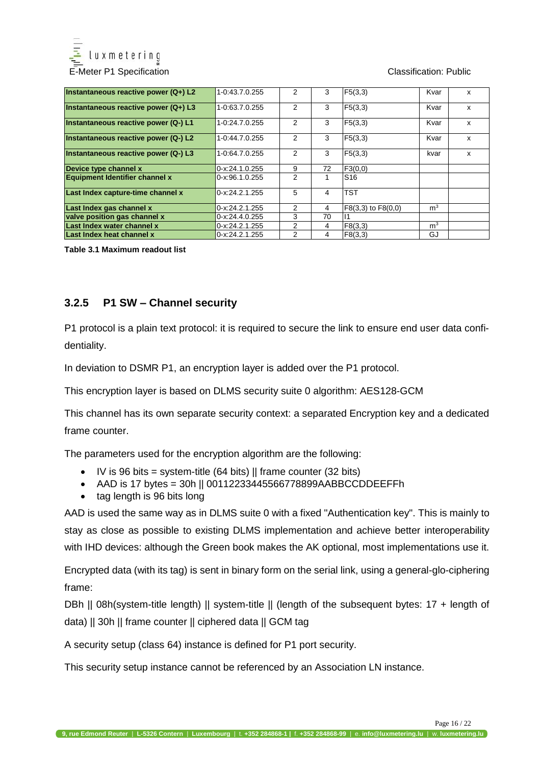| | | | | | | |
|---|---|---|---|---|---|---|
| **Instantaneous reactive power (Q+) L2** | 1-0:43.7.0.255 | 2 | 3 | F5(3,3) | Kvar | x |
| **Instantaneous reactive power (Q+) L3** | 1-0:63.7.0.255 | 2 | 3 | F5(3,3) | Kvar | x |
| **Instantaneous reactive power (Q-) L1** | 1-0:24.7.0.255 | 2 | 3 | F5(3,3) | Kvar | x |
| **Instantaneous reactive power (Q-) L2** | 1-0:44.7.0.255 | 2 | 3 | F5(3,3) | Kvar | x |
| **Instantaneous reactive power (Q-) L3** | 1-0:64.7.0.255 | 2 | 3 | F5(3,3) | kvar | x |
| **Device type channel x** | 0-x:24.1.0.255 | 9 | 72 | F3(0,0) | | |
| **Equipment Identifier channel x** | 0-x:96.1.0.255 | 2 | 1 | S16 | | |
| **Last Index capture-time channel x** | 0-x:24.2.1.255 | 5 | 4 | TST | | |
| **Last Index gas channel x** | 0-x:24.2.1.255 | 2 | 4 | F8(3,3) to F8(0,0) | $m^3$ | |
| **valve position gas channel x** | 0-x:24.4.0.255 | 3 | 70 | I1 | | |
| **Last Index water channel x** | 0-x:24.2.1.255 | 2 | 4 | F8(3,3) | $m^3$ | |
| **Last Index heat channel x** | 0-x:24.2.1.255 | 2 | 4 | F8(3,3) | GJ | |

**Table 3.1 Maximum readout list**

### 3.2.5 P1 SW – Channel security

P1 protocol is a plain text protocol: it is required to secure the link to ensure end user data confidentiality.

In deviation to DSMR P1, an encryption layer is added over the P1 protocol.

This encryption layer is based on DLMS security suite 0 algorithm: AES128-GCM

This channel has its own separate security context: a separated Encryption key and a dedicated frame counter.

The parameters used for the encryption algorithm are the following:

- IV is 96 bits = system-title (64 bits) || frame counter (32 bits)
- AAD is 17 bytes = 30h || 00112233445566778899AABBCCDDEEFFh
- tag length is 96 bits long

AAD is used the same way as in DLMS suite 0 with a fixed "Authentication key". This is mainly to stay as close as possible to existing DLMS implementation and achieve better interoperability with IHD devices: although the Green book makes the AK optional, most implementations use it.

Encrypted data (with its tag) is sent in binary form on the serial link, using a general-glo-ciphering frame:

DBh || 08h(system-title length) || system-title || (length of the subsequent bytes: 17 + length of data) || 30h || frame counter || ciphered data || GCM tag

A security setup (class 64) instance is defined for P1 port security.

This security setup instance cannot be referenced by an Association LN instance.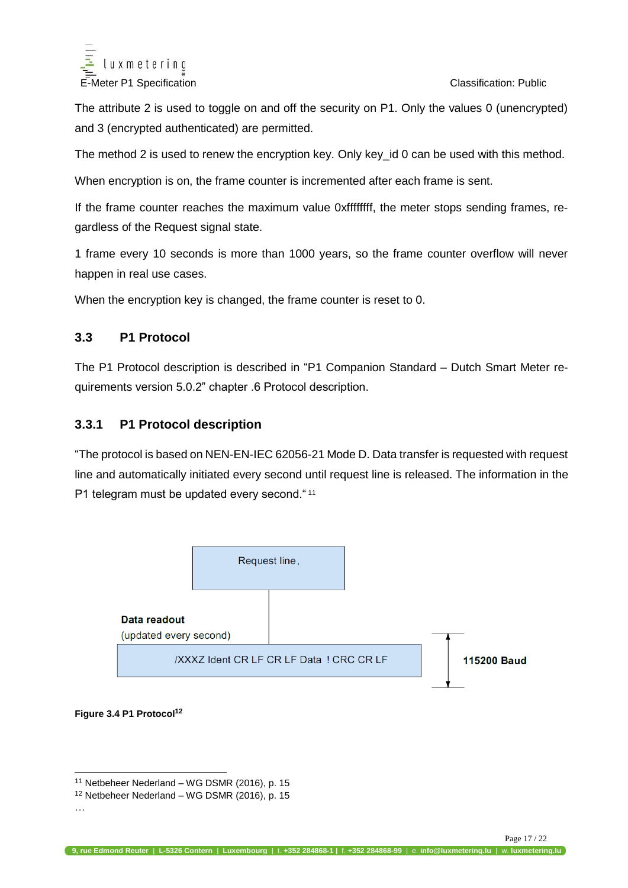The attribute 2 is used to toggle on and off the security on P1. Only the values 0 (unencrypted) and 3 (encrypted authenticated) are permitted.

The method 2 is used to renew the encryption key. Only key_id 0 can be used with this method.

When encryption is on, the frame counter is incremented after each frame is sent.

If the frame counter reaches the maximum value 0xffffffff, the meter stops sending frames, regardless of the Request signal state.

1 frame every 10 seconds is more than 1000 years, so the frame counter overflow will never happen in real use cases.

When the encryption key is changed, the frame counter is reset to 0.

## 3.3 P1 Protocol

The P1 Protocol description is described in "P1 Companion Standard – Dutch Smart Meter requirements version 5.0.2" chapter .6 Protocol description.

### 3.3.1 P1 Protocol description

"The protocol is based on NEN-EN-IEC 62056-21 Mode D. Data transfer is requested with request line and automatically initiated every second until request line is released. The information in the P1 telegram must be updated every second." [11]

Request line,

**Data readout**
(updated every second)

/XXXZ Ident CR LF CR LF Data ! CRC CR LF

**115200 Baud**

**Figure 3.4 P1 Protocol[12]**

[11] Netbeheer Nederland – WG DSMR (2016), p. 15
[12] Netbeheer Nederland – WG DSMR (2016), p. 15
…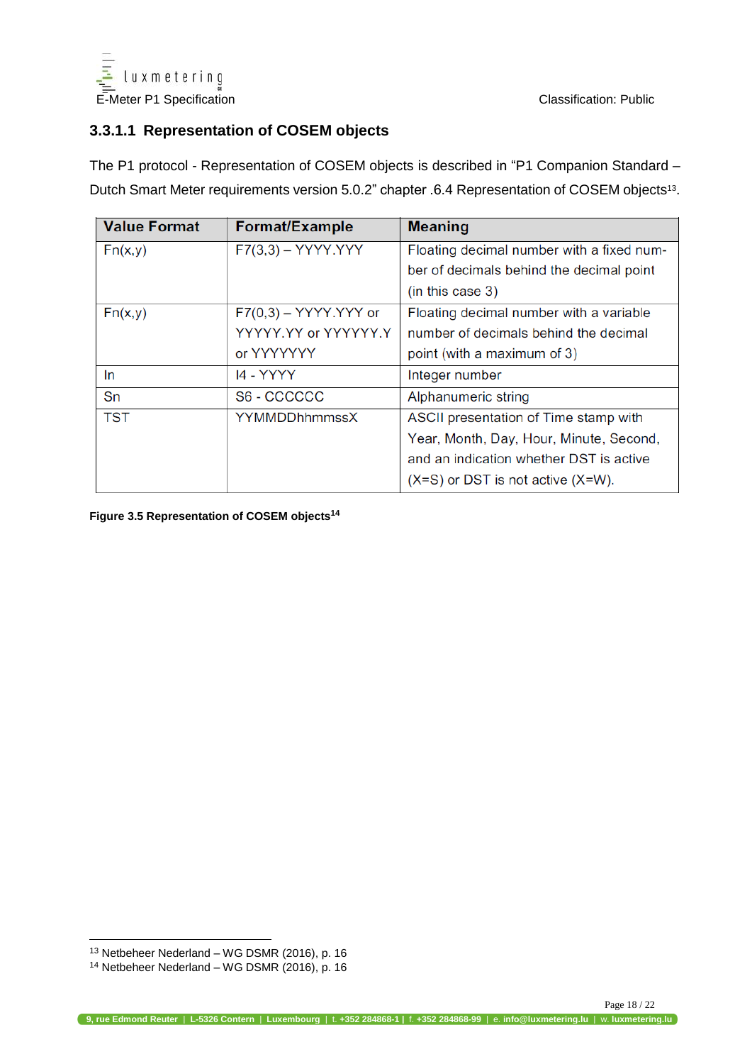### 3.3.1.1 Representation of COSEM objects

The P1 protocol - Representation of COSEM objects is described in "P1 Companion Standard – Dutch Smart Meter requirements version 5.0.2" chapter .6.4 Representation of COSEM objects[13].

| Value Format | Format/Example | Meaning |
|---|---|---|
| Fn(x,y) | F7(3,3) – YYYY.YYY | Floating decimal number with a fixed number of decimals behind the decimal point (in this case 3) |
| Fn(x,y) | F7(0,3) – YYYY.YYY or YYYYY.YY or YYYYYY.Y or YYYYYYY | Floating decimal number with a variable number of decimals behind the decimal point (with a maximum of 3) |
| In | I4 - YYYY | Integer number |
| Sn | S6 - CCCCCC | Alphanumeric string |
| TST | YYMMDDhhmmssX | ASCII presentation of Time stamp with Year, Month, Day, Hour, Minute, Second, and an indication whether DST is active (X=S) or DST is not active (X=W). |

**Figure 3.5 Representation of COSEM objects[14]**

[13] Netbeheer Nederland – WG DSMR (2016), p. 16
[14] Netbeheer Nederland – WG DSMR (2016), p. 16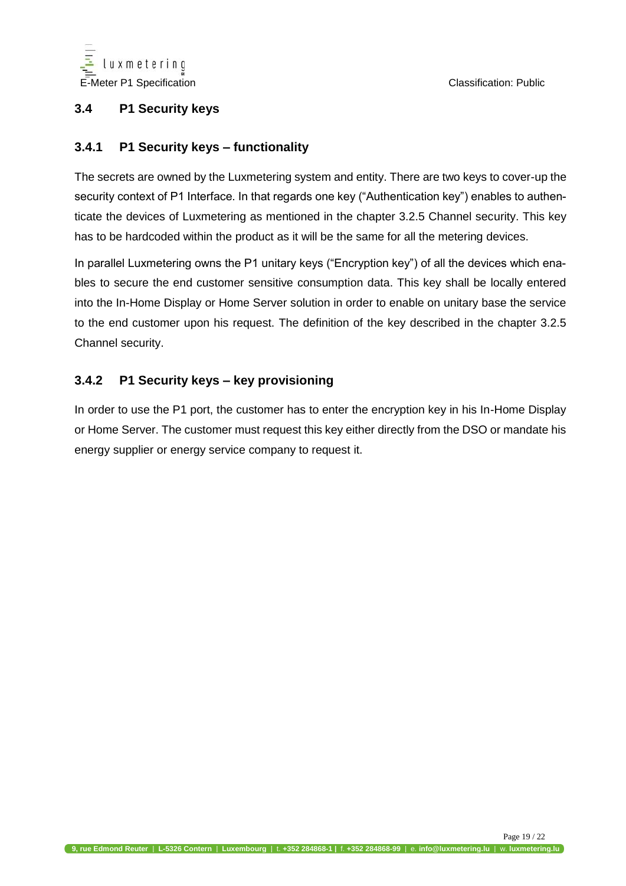## 3.4 P1 Security keys

### 3.4.1 P1 Security keys – functionality

The secrets are owned by the Luxmetering system and entity. There are two keys to cover-up the security context of P1 Interface. In that regards one key ("Authentication key") enables to authenticate the devices of Luxmetering as mentioned in the chapter 3.2.5 Channel security. This key has to be hardcoded within the product as it will be the same for all the metering devices.

In parallel Luxmetering owns the P1 unitary keys ("Encryption key") of all the devices which enables to secure the end customer sensitive consumption data. This key shall be locally entered into the In-Home Display or Home Server solution in order to enable on unitary base the service to the end customer upon his request. The definition of the key described in the chapter 3.2.5 Channel security.

### 3.4.2 P1 Security keys – key provisioning

In order to use the P1 port, the customer has to enter the encryption key in his In-Home Display or Home Server. The customer must request this key either directly from the DSO or mandate his energy supplier or energy service company to request it.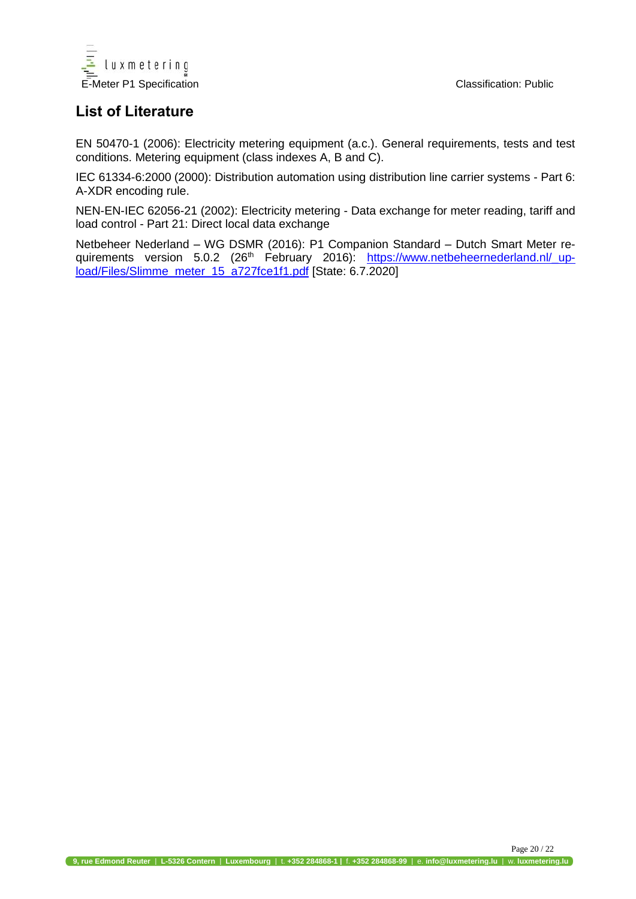## List of Literature

EN 50470-1 (2006): Electricity metering equipment (a.c.). General requirements, tests and test conditions. Metering equipment (class indexes A, B and C).

IEC 61334-6:2000 (2000): Distribution automation using distribution line carrier systems - Part 6: A-XDR encoding rule.

NEN-EN-IEC 62056-21 (2002): Electricity metering - Data exchange for meter reading, tariff and load control - Part 21: Direct local data exchange

Netbeheer Nederland – WG DSMR (2016): P1 Companion Standard – Dutch Smart Meter requirements version 5.0.2 (26th February 2016): https://www.netbeheernederland.nl/_upload/Files/Slimme_meter_15_a727fce1f1.pdf [State: 6.7.2020]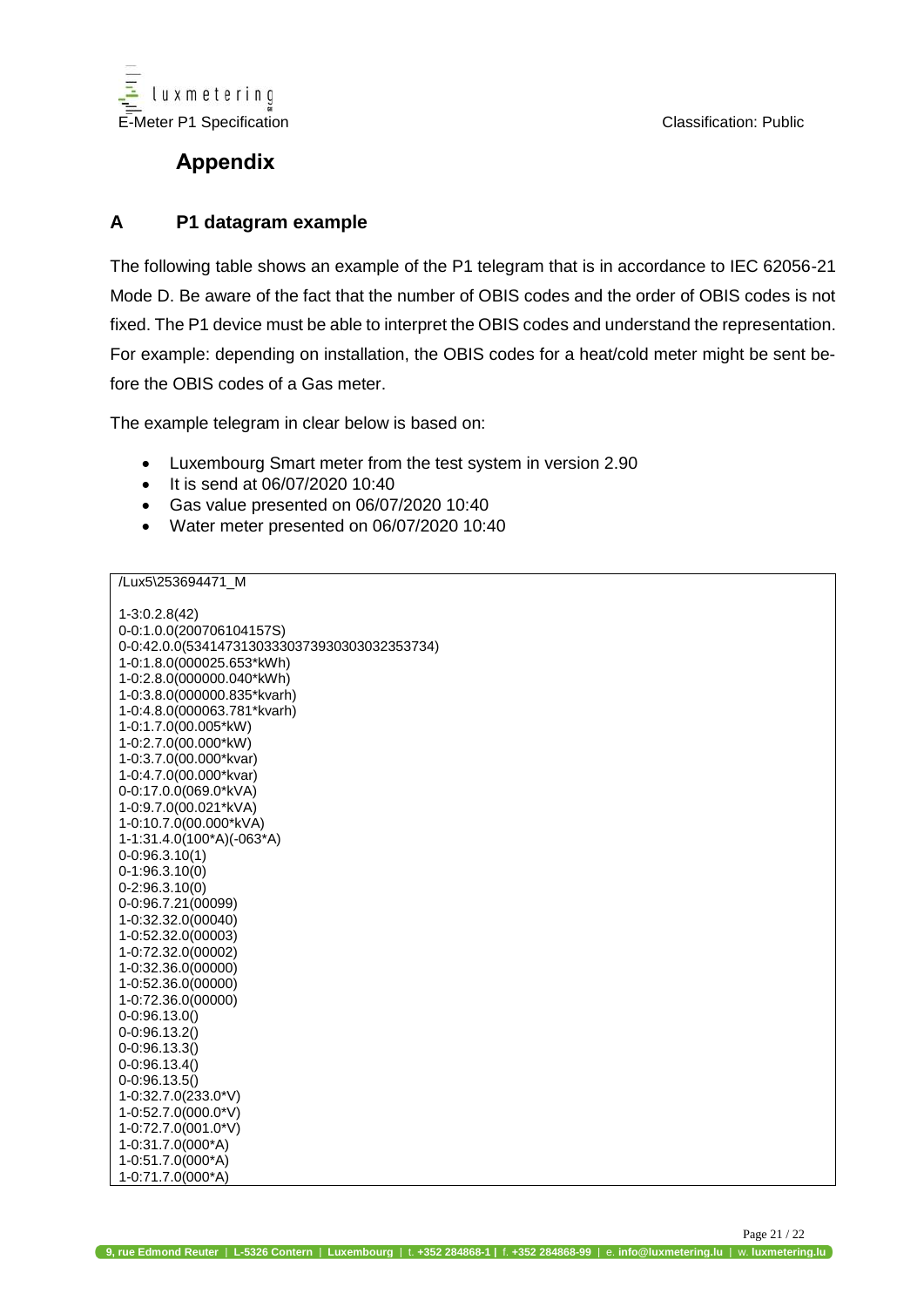# Appendix

## A P1 datagram example

The following table shows an example of the P1 telegram that is in accordance to IEC 62056-21 Mode D. Be aware of the fact that the number of OBIS codes and the order of OBIS codes is not fixed. The P1 device must be able to interpret the OBIS codes and understand the representation. For example: depending on installation, the OBIS codes for a heat/cold meter might be sent before the OBIS codes of a Gas meter.

The example telegram in clear below is based on:

- Luxembourg Smart meter from the test system in version 2.90
- It is send at 06/07/2020 10:40
- Gas value presented on 06/07/2020 10:40
- Water meter presented on 06/07/2020 10:40

```
/Lux5\253694471_M

1-3:0.2.8(42)
0-0:1.0.0(200706104157S)
0-0:42.0.0(53414731303330373930303032353734)
1-0:1.8.0(000025.653*kWh)
1-0:2.8.0(000000.040*kWh)
1-0:3.8.0(000000.835*kvarh)
1-0:4.8.0(000063.781*kvarh)
1-0:1.7.0(00.005*kW)
1-0:2.7.0(00.000*kW)
1-0:3.7.0(00.000*kvar)
1-0:4.7.0(00.000*kvar)
0-0:17.0.0(069.0*kVA)
1-0:9.7.0(00.021*kVA)
1-0:10.7.0(00.000*kVA)
1-1:31.4.0(100*A)(-063*A)
0-0:96.3.10(1)
0-1:96.3.10(0)
0-2:96.3.10(0)
0-0:96.7.21(00099)
1-0:32.32.0(00040)
1-0:52.32.0(00003)
1-0:72.32.0(00002)
1-0:32.36.0(00000)
1-0:52.36.0(00000)
1-0:72.36.0(00000)
0-0:96.13.0()
0-0:96.13.2()
0-0:96.13.3()
0-0:96.13.4()
0-0:96.13.5()
1-0:32.7.0(233.0*V)
1-0:52.7.0(000.0*V)
1-0:72.7.0(001.0*V)
1-0:31.7.0(000*A)
1-0:51.7.0(000*A)
1-0:71.7.0(000*A)
```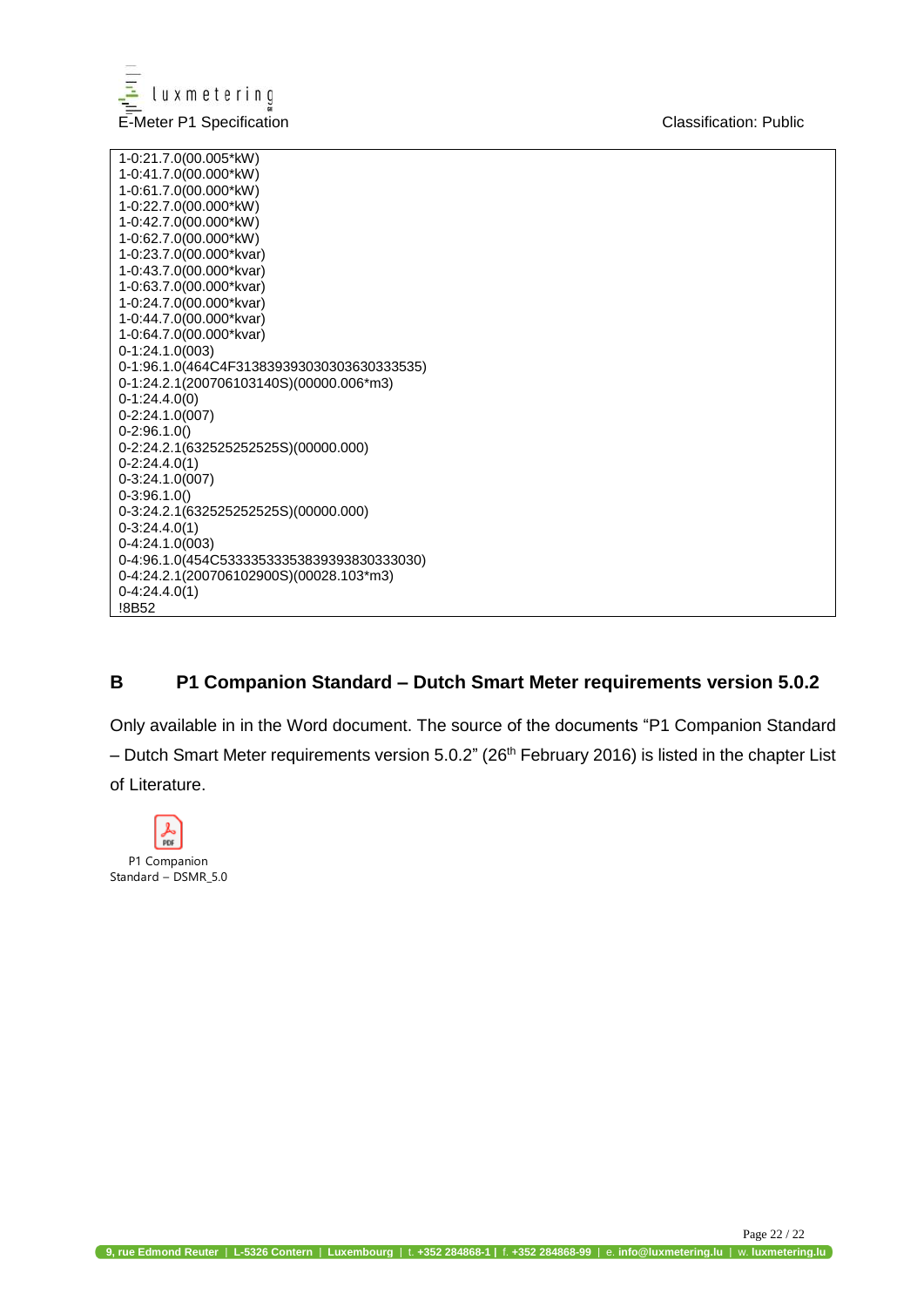```
1-0:21.7.0(00.005*kW)
1-0:41.7.0(00.000*kW)
1-0:61.7.0(00.000*kW)
1-0:22.7.0(00.000*kW)
1-0:42.7.0(00.000*kW)
1-0:62.7.0(00.000*kW)
1-0:23.7.0(00.000*kvar)
1-0:43.7.0(00.000*kvar)
1-0:63.7.0(00.000*kvar)
1-0:24.7.0(00.000*kvar)
1-0:44.7.0(00.000*kvar)
1-0:64.7.0(00.000*kvar)
0-1:24.1.0(003)
0-1:96.1.0(464C4F31383939303030363033353​5)
0-1:24.2.1(200706103140S)(00000.006*m3)
0-1:24.4.0(0)
0-2:24.1.0(007)
0-2:96.1.0()
0-2:24.2.1(632525252525S)(00000.000)
0-2:24.4.0(1)
0-3:24.1.0(007)
0-3:96.1.0()
0-3:24.2.1(632525252525S)(00000.000)
0-3:24.4.0(1)
0-4:24.1.0(003)
0-4:96.1.0(454C533353335383939383033303​0)
0-4:24.2.1(200706102900S)(00028.103*m3)
0-4:24.4.0(1)
!8B52
```

## B P1 Companion Standard – Dutch Smart Meter requirements version 5.0.2

Only available in in the Word document. The source of the documents "P1 Companion Standard – Dutch Smart Meter requirements version 5.0.2" (26th February 2016) is listed in the chapter List of Literature.

P1 Companion Standard – DSMR_5.0